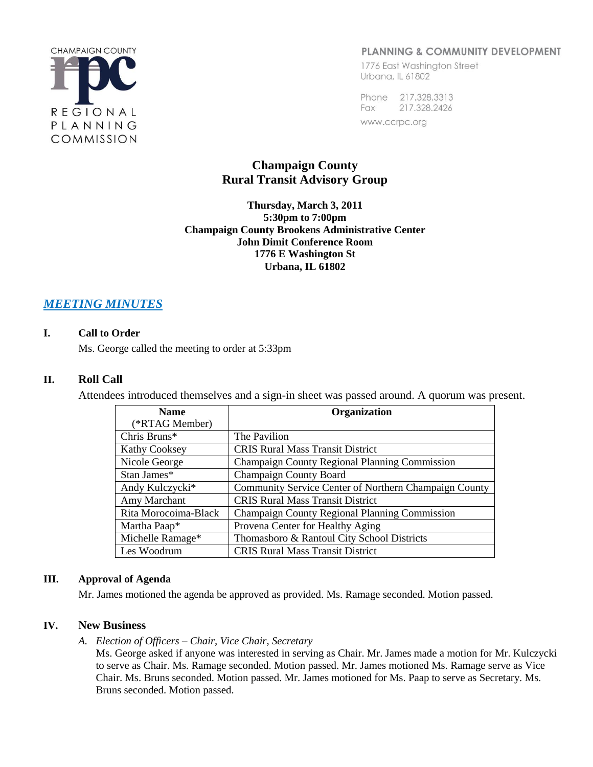CHAMPAIGN COUNTY REGIONAL PLANNING COMMISSION

PLANNING & COMMUNITY DEVELOPMENT
1776 East Washington Street
Urbana, IL 61802

Phone 217.328.3313
Fax 217.328.2426
www.ccrpc.org

# Champaign County Rural Transit Advisory Group

**Thursday, March 3, 2011**
**5:30pm to 7:00pm**
**Champaign County Brookens Administrative Center**
**John Dimit Conference Room**
**1776 E Washington St**
**Urbana, IL 61802**

## *MEETING MINUTES*

### I. Call to Order

Ms. George called the meeting to order at 5:33pm

### II. Roll Call

Attendees introduced themselves and a sign-in sheet was passed around. A quorum was present.

| Name (*RTAG Member) | Organization |
|---|---|
| Chris Bruns* | The Pavilion |
| Kathy Cooksey | CRIS Rural Mass Transit District |
| Nicole George | Champaign County Regional Planning Commission |
| Stan James* | Champaign County Board |
| Andy Kulczycki* | Community Service Center of Northern Champaign County |
| Amy Marchant | CRIS Rural Mass Transit District |
| Rita Morocoima-Black | Champaign County Regional Planning Commission |
| Martha Paap* | Provena Center for Healthy Aging |
| Michelle Ramage* | Thomasboro & Rantoul City School Districts |
| Les Woodrum | CRIS Rural Mass Transit District |

### III. Approval of Agenda

Mr. James motioned the agenda be approved as provided. Ms. Ramage seconded. Motion passed.

### IV. New Business

*A. Election of Officers – Chair, Vice Chair, Secretary*

Ms. George asked if anyone was interested in serving as Chair. Mr. James made a motion for Mr. Kulczycki to serve as Chair. Ms. Ramage seconded. Motion passed. Mr. James motioned Ms. Ramage serve as Vice Chair. Ms. Bruns seconded. Motion passed. Mr. James motioned for Ms. Paap to serve as Secretary. Ms. Bruns seconded. Motion passed.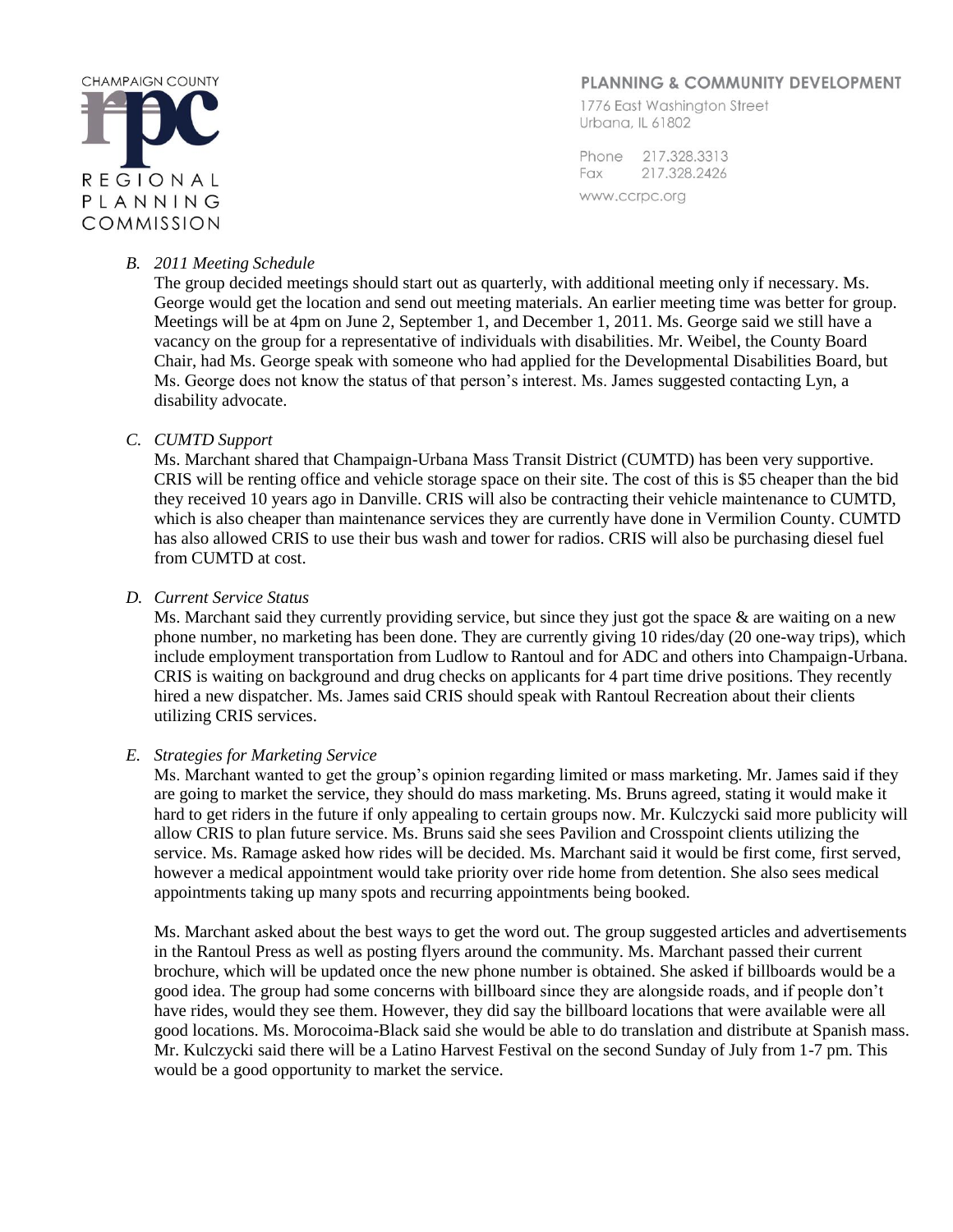*B. 2011 Meeting Schedule*

The group decided meetings should start out as quarterly, with additional meeting only if necessary. Ms. George would get the location and send out meeting materials. An earlier meeting time was better for group. Meetings will be at 4pm on June 2, September 1, and December 1, 2011. Ms. George said we still have a vacancy on the group for a representative of individuals with disabilities. Mr. Weibel, the County Board Chair, had Ms. George speak with someone who had applied for the Developmental Disabilities Board, but Ms. George does not know the status of that person's interest. Ms. James suggested contacting Lyn, a disability advocate.

*C. CUMTD Support*

Ms. Marchant shared that Champaign-Urbana Mass Transit District (CUMTD) has been very supportive. CRIS will be renting office and vehicle storage space on their site. The cost of this is $5 cheaper than the bid they received 10 years ago in Danville. CRIS will also be contracting their vehicle maintenance to CUMTD, which is also cheaper than maintenance services they are currently have done in Vermilion County. CUMTD has also allowed CRIS to use their bus wash and tower for radios. CRIS will also be purchasing diesel fuel from CUMTD at cost.

*D. Current Service Status*

Ms. Marchant said they currently providing service, but since they just got the space & are waiting on a new phone number, no marketing has been done. They are currently giving 10 rides/day (20 one-way trips), which include employment transportation from Ludlow to Rantoul and for ADC and others into Champaign-Urbana. CRIS is waiting on background and drug checks on applicants for 4 part time drive positions. They recently hired a new dispatcher. Ms. James said CRIS should speak with Rantoul Recreation about their clients utilizing CRIS services.

*E. Strategies for Marketing Service*

Ms. Marchant wanted to get the group's opinion regarding limited or mass marketing. Mr. James said if they are going to market the service, they should do mass marketing. Ms. Bruns agreed, stating it would make it hard to get riders in the future if only appealing to certain groups now. Mr. Kulczycki said more publicity will allow CRIS to plan future service. Ms. Bruns said she sees Pavilion and Crosspoint clients utilizing the service. Ms. Ramage asked how rides will be decided. Ms. Marchant said it would be first come, first served, however a medical appointment would take priority over ride home from detention. She also sees medical appointments taking up many spots and recurring appointments being booked.

Ms. Marchant asked about the best ways to get the word out. The group suggested articles and advertisements in the Rantoul Press as well as posting flyers around the community. Ms. Marchant passed their current brochure, which will be updated once the new phone number is obtained. She asked if billboards would be a good idea. The group had some concerns with billboard since they are alongside roads, and if people don't have rides, would they see them. However, they did say the billboard locations that were available were all good locations. Ms. Morocoima-Black said she would be able to do translation and distribute at Spanish mass. Mr. Kulczycki said there will be a Latino Harvest Festival on the second Sunday of July from 1-7 pm. This would be a good opportunity to market the service.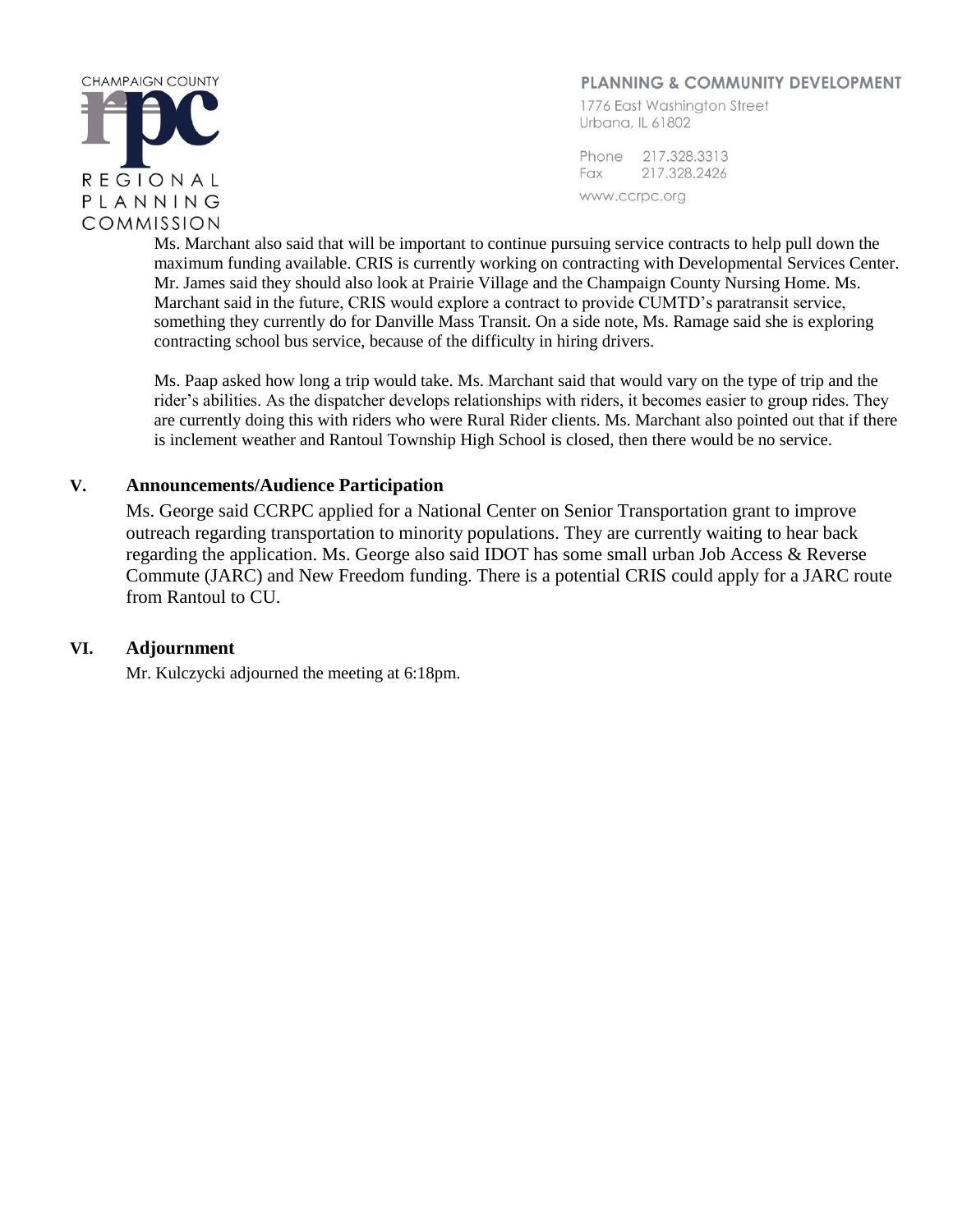Ms. Marchant also said that will be important to continue pursuing service contracts to help pull down the maximum funding available. CRIS is currently working on contracting with Developmental Services Center. Mr. James said they should also look at Prairie Village and the Champaign County Nursing Home. Ms. Marchant said in the future, CRIS would explore a contract to provide CUMTD's paratransit service, something they currently do for Danville Mass Transit. On a side note, Ms. Ramage said she is exploring contracting school bus service, because of the difficulty in hiring drivers.

Ms. Paap asked how long a trip would take. Ms. Marchant said that would vary on the type of trip and the rider's abilities. As the dispatcher develops relationships with riders, it becomes easier to group rides. They are currently doing this with riders who were Rural Rider clients. Ms. Marchant also pointed out that if there is inclement weather and Rantoul Township High School is closed, then there would be no service.

## V. Announcements/Audience Participation

Ms. George said CCRPC applied for a National Center on Senior Transportation grant to improve outreach regarding transportation to minority populations. They are currently waiting to hear back regarding the application. Ms. George also said IDOT has some small urban Job Access & Reverse Commute (JARC) and New Freedom funding. There is a potential CRIS could apply for a JARC route from Rantoul to CU.

## VI. Adjournment

Mr. Kulczycki adjourned the meeting at 6:18pm.